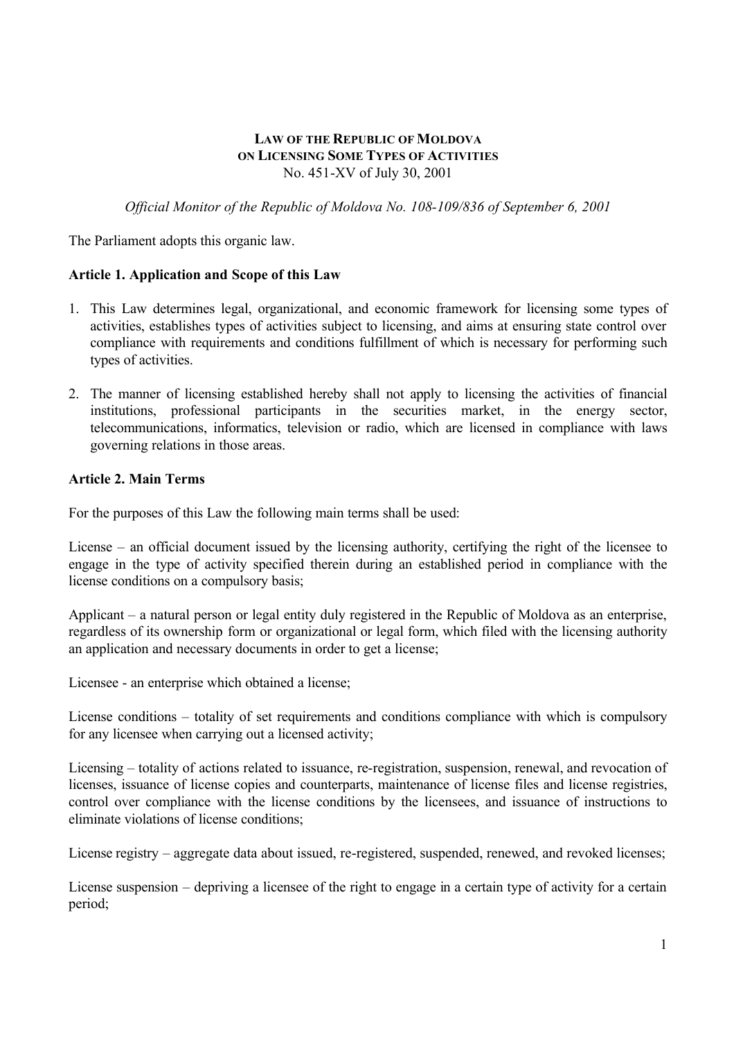# LAW OF THE REPUBLIC OF MOLDOVA
# ON LICENSING SOME TYPES OF ACTIVITIES

No. 451-XV of July 30, 2001

*Official Monitor of the Republic of Moldova No. 108-109/836 of September 6, 2001*

The Parliament adopts this organic law.

### Article 1. Application and Scope of this Law

1. This Law determines legal, organizational, and economic framework for licensing some types of activities, establishes types of activities subject to licensing, and aims at ensuring state control over compliance with requirements and conditions fulfillment of which is necessary for performing such types of activities.

2. The manner of licensing established hereby shall not apply to licensing the activities of financial institutions, professional participants in the securities market, in the energy sector, telecommunications, informatics, television or radio, which are licensed in compliance with laws governing relations in those areas.

### Article 2. Main Terms

For the purposes of this Law the following main terms shall be used:

License – an official document issued by the licensing authority, certifying the right of the licensee to engage in the type of activity specified therein during an established period in compliance with the license conditions on a compulsory basis;

Applicant – a natural person or legal entity duly registered in the Republic of Moldova as an enterprise, regardless of its ownership form or organizational or legal form, which filed with the licensing authority an application and necessary documents in order to get a license;

Licensee - an enterprise which obtained a license;

License conditions – totality of set requirements and conditions compliance with which is compulsory for any licensee when carrying out a licensed activity;

Licensing – totality of actions related to issuance, re-registration, suspension, renewal, and revocation of licenses, issuance of license copies and counterparts, maintenance of license files and license registries, control over compliance with the license conditions by the licensees, and issuance of instructions to eliminate violations of license conditions;

License registry – aggregate data about issued, re-registered, suspended, renewed, and revoked licenses;

License suspension – depriving a licensee of the right to engage in a certain type of activity for a certain period;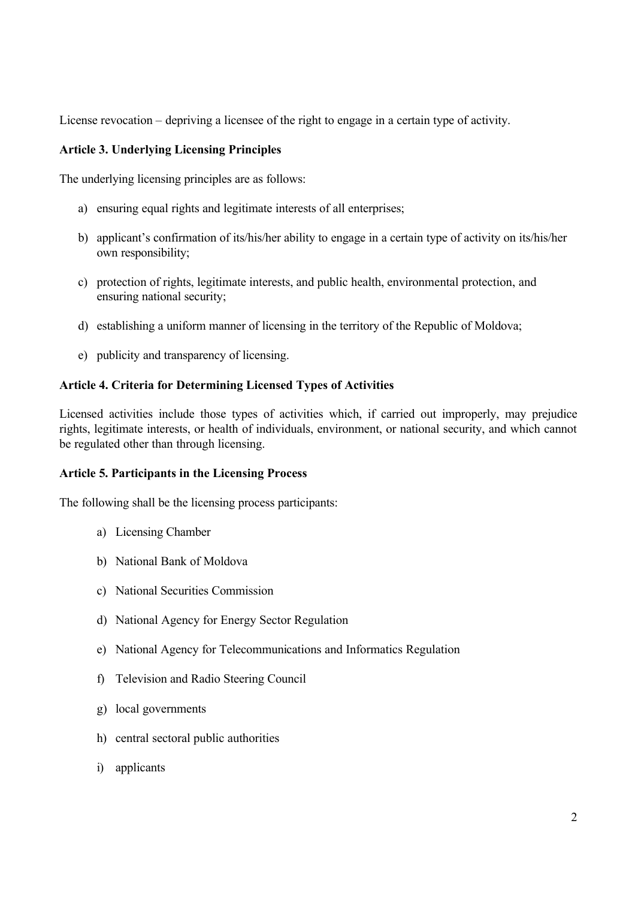License revocation – depriving a licensee of the right to engage in a certain type of activity.

**Article 3. Underlying Licensing Principles**

The underlying licensing principles are as follows:

a) ensuring equal rights and legitimate interests of all enterprises;

b) applicant's confirmation of its/his/her ability to engage in a certain type of activity on its/his/her own responsibility;

c) protection of rights, legitimate interests, and public health, environmental protection, and ensuring national security;

d) establishing a uniform manner of licensing in the territory of the Republic of Moldova;

e) publicity and transparency of licensing.

**Article 4. Criteria for Determining Licensed Types of Activities**

Licensed activities include those types of activities which, if carried out improperly, may prejudice rights, legitimate interests, or health of individuals, environment, or national security, and which cannot be regulated other than through licensing.

**Article 5. Participants in the Licensing Process**

The following shall be the licensing process participants:

a) Licensing Chamber

b) National Bank of Moldova

c) National Securities Commission

d) National Agency for Energy Sector Regulation

e) National Agency for Telecommunications and Informatics Regulation

f) Television and Radio Steering Council

g) local governments

h) central sectoral public authorities

i) applicants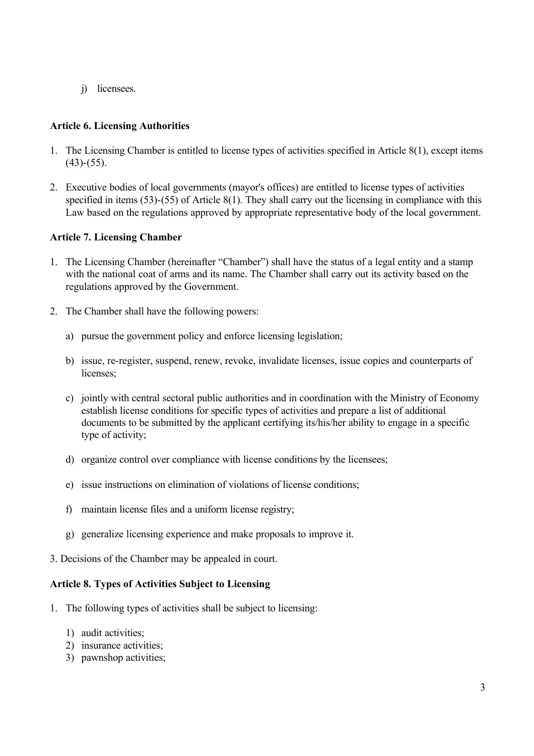j) licensees.

**Article 6. Licensing Authorities**

1. The Licensing Chamber is entitled to license types of activities specified in Article 8(1), except items (43)-(55).

2. Executive bodies of local governments (mayor's offices) are entitled to license types of activities specified in items (53)-(55) of Article 8(1). They shall carry out the licensing in compliance with this Law based on the regulations approved by appropriate representative body of the local government.

**Article 7. Licensing Chamber**

1. The Licensing Chamber (hereinafter "Chamber") shall have the status of a legal entity and a stamp with the national coat of arms and its name. The Chamber shall carry out its activity based on the regulations approved by the Government.

2. The Chamber shall have the following powers:

   a) pursue the government policy and enforce licensing legislation;

   b) issue, re-register, suspend, renew, revoke, invalidate licenses, issue copies and counterparts of licenses;

   c) jointly with central sectoral public authorities and in coordination with the Ministry of Economy establish license conditions for specific types of activities and prepare a list of additional documents to be submitted by the applicant certifying its/his/her ability to engage in a specific type of activity;

   d) organize control over compliance with license conditions by the licensees;

   e) issue instructions on elimination of violations of license conditions;

   f) maintain license files and a uniform license registry;

   g) generalize licensing experience and make proposals to improve it.

3. Decisions of the Chamber may be appealed in court.

**Article 8. Types of Activities Subject to Licensing**

1. The following types of activities shall be subject to licensing:

   1) audit activities;
   2) insurance activities;
   3) pawnshop activities;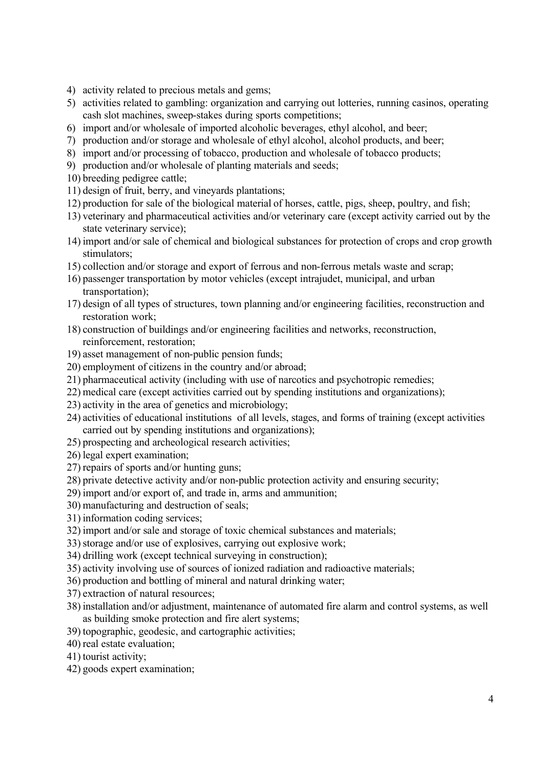4) activity related to precious metals and gems;
5) activities related to gambling: organization and carrying out lotteries, running casinos, operating cash slot machines, sweep-stakes during sports competitions;
6) import and/or wholesale of imported alcoholic beverages, ethyl alcohol, and beer;
7) production and/or storage and wholesale of ethyl alcohol, alcohol products, and beer;
8) import and/or processing of tobacco, production and wholesale of tobacco products;
9) production and/or wholesale of planting materials and seeds;
10) breeding pedigree cattle;
11) design of fruit, berry, and vineyards plantations;
12) production for sale of the biological material of horses, cattle, pigs, sheep, poultry, and fish;
13) veterinary and pharmaceutical activities and/or veterinary care (except activity carried out by the state veterinary service);
14) import and/or sale of chemical and biological substances for protection of crops and crop growth stimulators;
15) collection and/or storage and export of ferrous and non-ferrous metals waste and scrap;
16) passenger transportation by motor vehicles (except intrajudet, municipal, and urban transportation);
17) design of all types of structures, town planning and/or engineering facilities, reconstruction and restoration work;
18) construction of buildings and/or engineering facilities and networks, reconstruction, reinforcement, restoration;
19) asset management of non-public pension funds;
20) employment of citizens in the country and/or abroad;
21) pharmaceutical activity (including with use of narcotics and psychotropic remedies;
22) medical care (except activities carried out by spending institutions and organizations);
23) activity in the area of genetics and microbiology;
24) activities of educational institutions of all levels, stages, and forms of training (except activities carried out by spending institutions and organizations);
25) prospecting and archeological research activities;
26) legal expert examination;
27) repairs of sports and/or hunting guns;
28) private detective activity and/or non-public protection activity and ensuring security;
29) import and/or export of, and trade in, arms and ammunition;
30) manufacturing and destruction of seals;
31) information coding services;
32) import and/or sale and storage of toxic chemical substances and materials;
33) storage and/or use of explosives, carrying out explosive work;
34) drilling work (except technical surveying in construction);
35) activity involving use of sources of ionized radiation and radioactive materials;
36) production and bottling of mineral and natural drinking water;
37) extraction of natural resources;
38) installation and/or adjustment, maintenance of automated fire alarm and control systems, as well as building smoke protection and fire alert systems;
39) topographic, geodesic, and cartographic activities;
40) real estate evaluation;
41) tourist activity;
42) goods expert examination;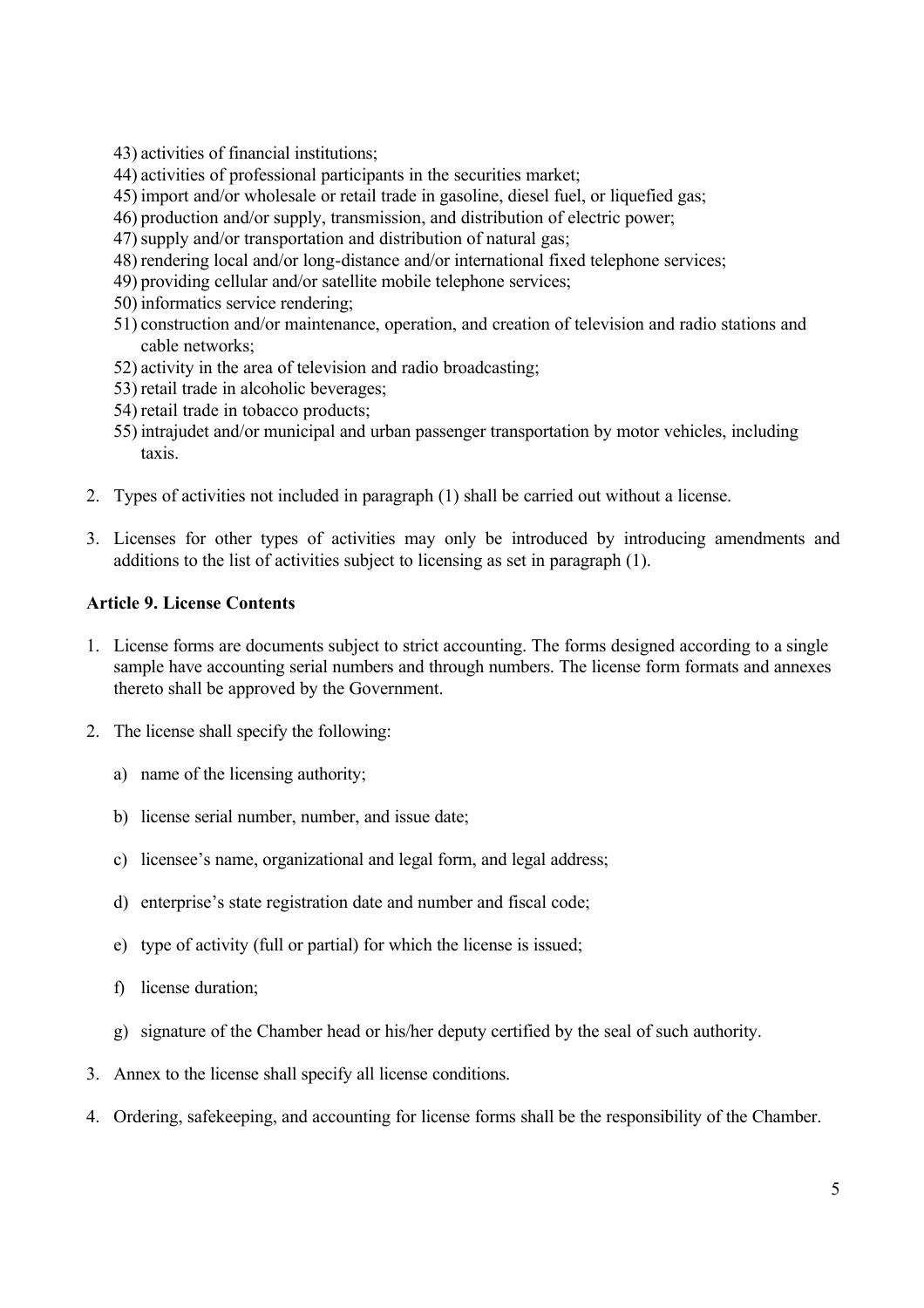43) activities of financial institutions;
44) activities of professional participants in the securities market;
45) import and/or wholesale or retail trade in gasoline, diesel fuel, or liquefied gas;
46) production and/or supply, transmission, and distribution of electric power;
47) supply and/or transportation and distribution of natural gas;
48) rendering local and/or long-distance and/or international fixed telephone services;
49) providing cellular and/or satellite mobile telephone services;
50) informatics service rendering;
51) construction and/or maintenance, operation, and creation of television and radio stations and cable networks;
52) activity in the area of television and radio broadcasting;
53) retail trade in alcoholic beverages;
54) retail trade in tobacco products;
55) intrajudet and/or municipal and urban passenger transportation by motor vehicles, including taxis.

2. Types of activities not included in paragraph (1) shall be carried out without a license.

3. Licenses for other types of activities may only be introduced by introducing amendments and additions to the list of activities subject to licensing as set in paragraph (1).

**Article 9. License Contents**

1. License forms are documents subject to strict accounting. The forms designed according to a single sample have accounting serial numbers and through numbers. The license form formats and annexes thereto shall be approved by the Government.

2. The license shall specify the following:

   a) name of the licensing authority;

   b) license serial number, number, and issue date;

   c) licensee's name, organizational and legal form, and legal address;

   d) enterprise's state registration date and number and fiscal code;

   e) type of activity (full or partial) for which the license is issued;

   f) license duration;

   g) signature of the Chamber head or his/her deputy certified by the seal of such authority.

3. Annex to the license shall specify all license conditions.

4. Ordering, safekeeping, and accounting for license forms shall be the responsibility of the Chamber.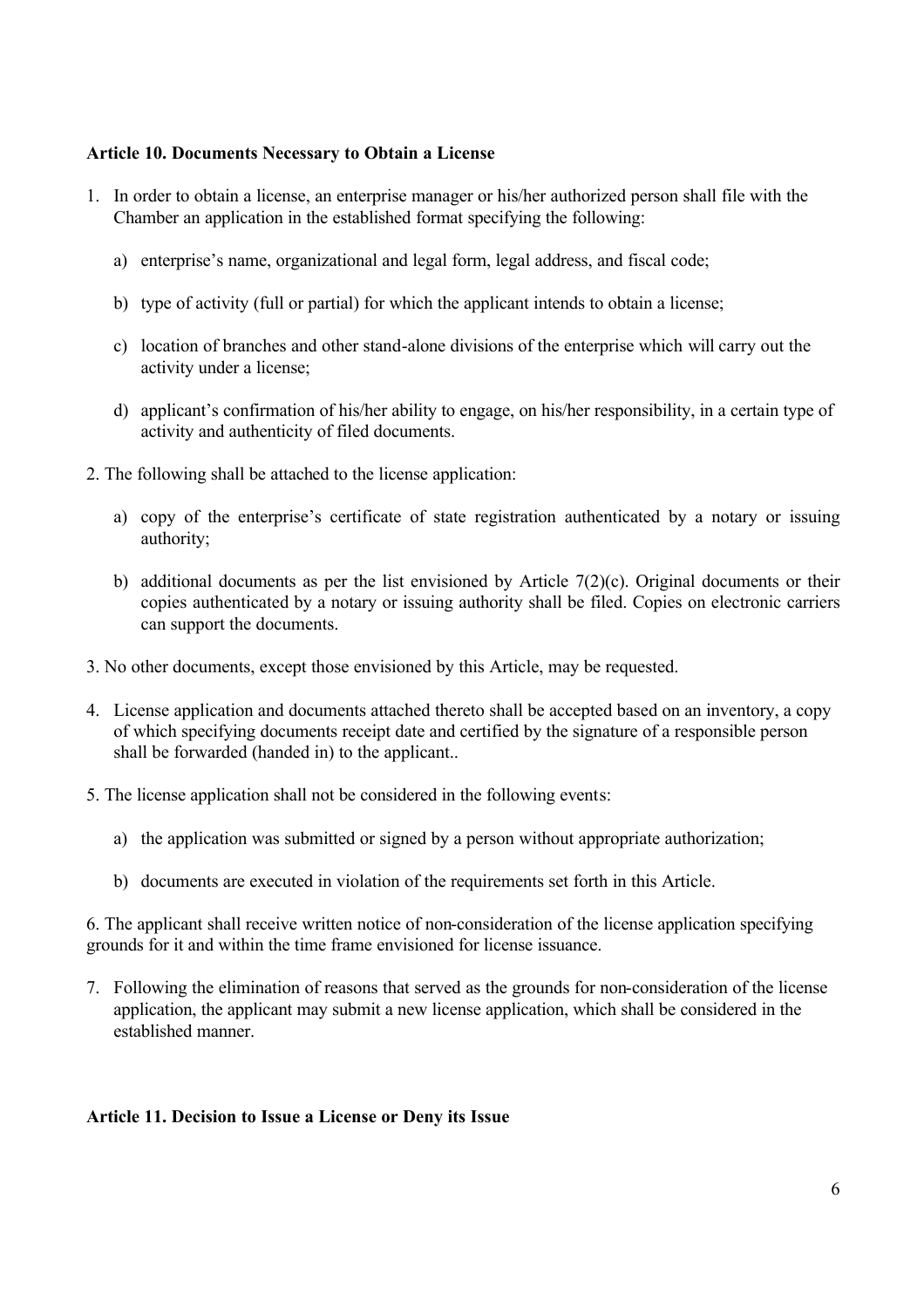**Article 10. Documents Necessary to Obtain a License**

1. In order to obtain a license, an enterprise manager or his/her authorized person shall file with the Chamber an application in the established format specifying the following:

   a) enterprise's name, organizational and legal form, legal address, and fiscal code;

   b) type of activity (full or partial) for which the applicant intends to obtain a license;

   c) location of branches and other stand-alone divisions of the enterprise which will carry out the activity under a license;

   d) applicant's confirmation of his/her ability to engage, on his/her responsibility, in a certain type of activity and authenticity of filed documents.

2. The following shall be attached to the license application:

   a) copy of the enterprise's certificate of state registration authenticated by a notary or issuing authority;

   b) additional documents as per the list envisioned by Article 7(2)(c). Original documents or their copies authenticated by a notary or issuing authority shall be filed. Copies on electronic carriers can support the documents.

3. No other documents, except those envisioned by this Article, may be requested.

4. License application and documents attached thereto shall be accepted based on an inventory, a copy of which specifying documents receipt date and certified by the signature of a responsible person shall be forwarded (handed in) to the applicant..

5. The license application shall not be considered in the following events:

   a) the application was submitted or signed by a person without appropriate authorization;

   b) documents are executed in violation of the requirements set forth in this Article.

6. The applicant shall receive written notice of non-consideration of the license application specifying grounds for it and within the time frame envisioned for license issuance.

7. Following the elimination of reasons that served as the grounds for non-consideration of the license application, the applicant may submit a new license application, which shall be considered in the established manner.

**Article 11. Decision to Issue a License or Deny its Issue**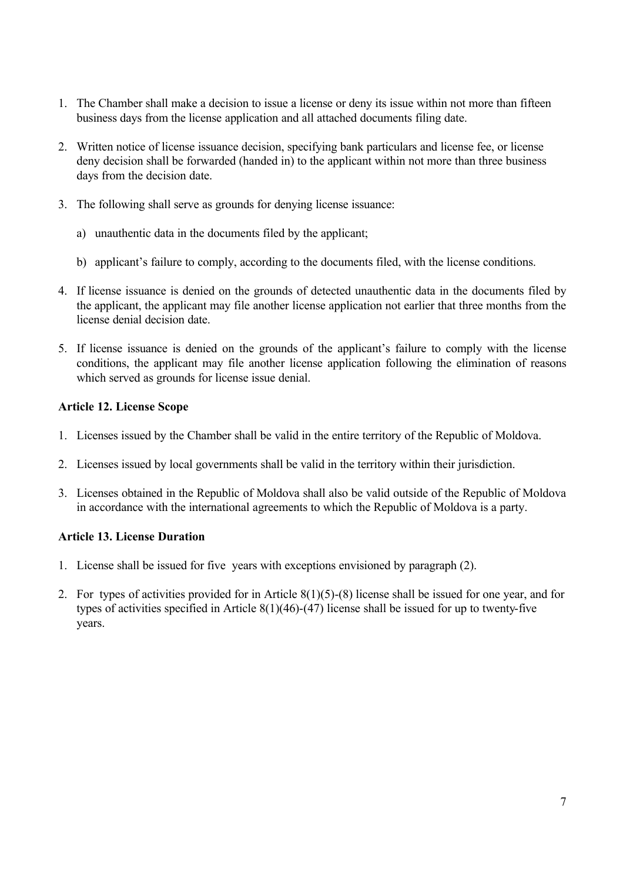1. The Chamber shall make a decision to issue a license or deny its issue within not more than fifteen business days from the license application and all attached documents filing date.

2. Written notice of license issuance decision, specifying bank particulars and license fee, or license deny decision shall be forwarded (handed in) to the applicant within not more than three business days from the decision date.

3. The following shall serve as grounds for denying license issuance:

   a) unauthentic data in the documents filed by the applicant;

   b) applicant's failure to comply, according to the documents filed, with the license conditions.

4. If license issuance is denied on the grounds of detected unauthentic data in the documents filed by the applicant, the applicant may file another license application not earlier that three months from the license denial decision date.

5. If license issuance is denied on the grounds of the applicant's failure to comply with the license conditions, the applicant may file another license application following the elimination of reasons which served as grounds for license issue denial.

**Article 12. License Scope**

1. Licenses issued by the Chamber shall be valid in the entire territory of the Republic of Moldova.

2. Licenses issued by local governments shall be valid in the territory within their jurisdiction.

3. Licenses obtained in the Republic of Moldova shall also be valid outside of the Republic of Moldova in accordance with the international agreements to which the Republic of Moldova is a party.

**Article 13. License Duration**

1. License shall be issued for five years with exceptions envisioned by paragraph (2).

2. For types of activities provided for in Article 8(1)(5)-(8) license shall be issued for one year, and for types of activities specified in Article 8(1)(46)-(47) license shall be issued for up to twenty-five years.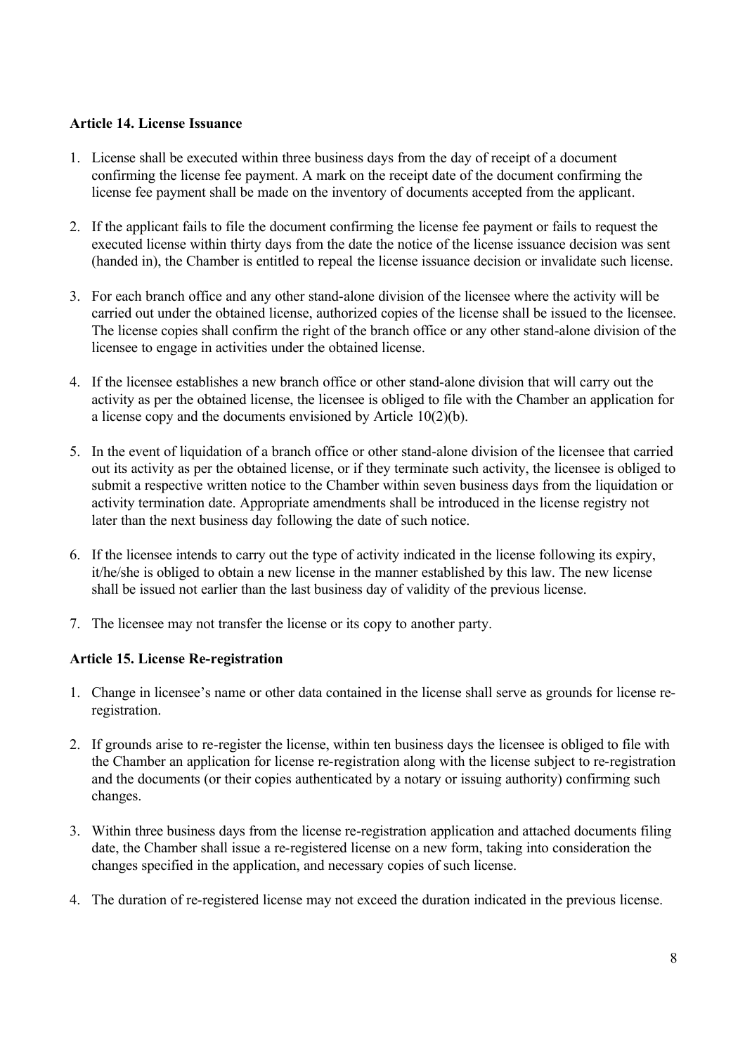**Article 14. License Issuance**

1. License shall be executed within three business days from the day of receipt of a document confirming the license fee payment. A mark on the receipt date of the document confirming the license fee payment shall be made on the inventory of documents accepted from the applicant.

2. If the applicant fails to file the document confirming the license fee payment or fails to request the executed license within thirty days from the date the notice of the license issuance decision was sent (handed in), the Chamber is entitled to repeal the license issuance decision or invalidate such license.

3. For each branch office and any other stand-alone division of the licensee where the activity will be carried out under the obtained license, authorized copies of the license shall be issued to the licensee. The license copies shall confirm the right of the branch office or any other stand-alone division of the licensee to engage in activities under the obtained license.

4. If the licensee establishes a new branch office or other stand-alone division that will carry out the activity as per the obtained license, the licensee is obliged to file with the Chamber an application for a license copy and the documents envisioned by Article 10(2)(b).

5. In the event of liquidation of a branch office or other stand-alone division of the licensee that carried out its activity as per the obtained license, or if they terminate such activity, the licensee is obliged to submit a respective written notice to the Chamber within seven business days from the liquidation or activity termination date. Appropriate amendments shall be introduced in the license registry not later than the next business day following the date of such notice.

6. If the licensee intends to carry out the type of activity indicated in the license following its expiry, it/he/she is obliged to obtain a new license in the manner established by this law. The new license shall be issued not earlier than the last business day of validity of the previous license.

7. The licensee may not transfer the license or its copy to another party.

**Article 15. License Re-registration**

1. Change in licensee's name or other data contained in the license shall serve as grounds for license re-registration.

2. If grounds arise to re-register the license, within ten business days the licensee is obliged to file with the Chamber an application for license re-registration along with the license subject to re-registration and the documents (or their copies authenticated by a notary or issuing authority) confirming such changes.

3. Within three business days from the license re-registration application and attached documents filing date, the Chamber shall issue a re-registered license on a new form, taking into consideration the changes specified in the application, and necessary copies of such license.

4. The duration of re-registered license may not exceed the duration indicated in the previous license.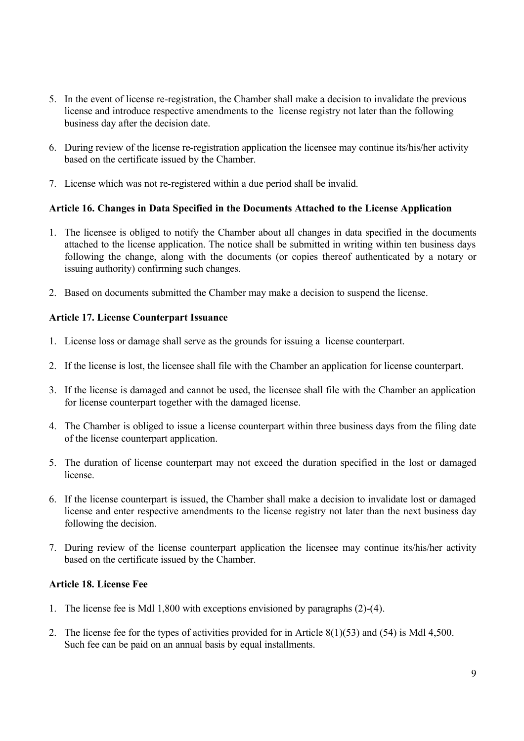5. In the event of license re-registration, the Chamber shall make a decision to invalidate the previous license and introduce respective amendments to the license registry not later than the following business day after the decision date.

6. During review of the license re-registration application the licensee may continue its/his/her activity based on the certificate issued by the Chamber.

7. License which was not re-registered within a due period shall be invalid.

**Article 16. Changes in Data Specified in the Documents Attached to the License Application**

1. The licensee is obliged to notify the Chamber about all changes in data specified in the documents attached to the license application. The notice shall be submitted in writing within ten business days following the change, along with the documents (or copies thereof authenticated by a notary or issuing authority) confirming such changes.

2. Based on documents submitted the Chamber may make a decision to suspend the license.

**Article 17. License Counterpart Issuance**

1. License loss or damage shall serve as the grounds for issuing a license counterpart.

2. If the license is lost, the licensee shall file with the Chamber an application for license counterpart.

3. If the license is damaged and cannot be used, the licensee shall file with the Chamber an application for license counterpart together with the damaged license.

4. The Chamber is obliged to issue a license counterpart within three business days from the filing date of the license counterpart application.

5. The duration of license counterpart may not exceed the duration specified in the lost or damaged license.

6. If the license counterpart is issued, the Chamber shall make a decision to invalidate lost or damaged license and enter respective amendments to the license registry not later than the next business day following the decision.

7. During review of the license counterpart application the licensee may continue its/his/her activity based on the certificate issued by the Chamber.

**Article 18. License Fee**

1. The license fee is Mdl 1,800 with exceptions envisioned by paragraphs (2)-(4).

2. The license fee for the types of activities provided for in Article 8(1)(53) and (54) is Mdl 4,500. Such fee can be paid on an annual basis by equal installments.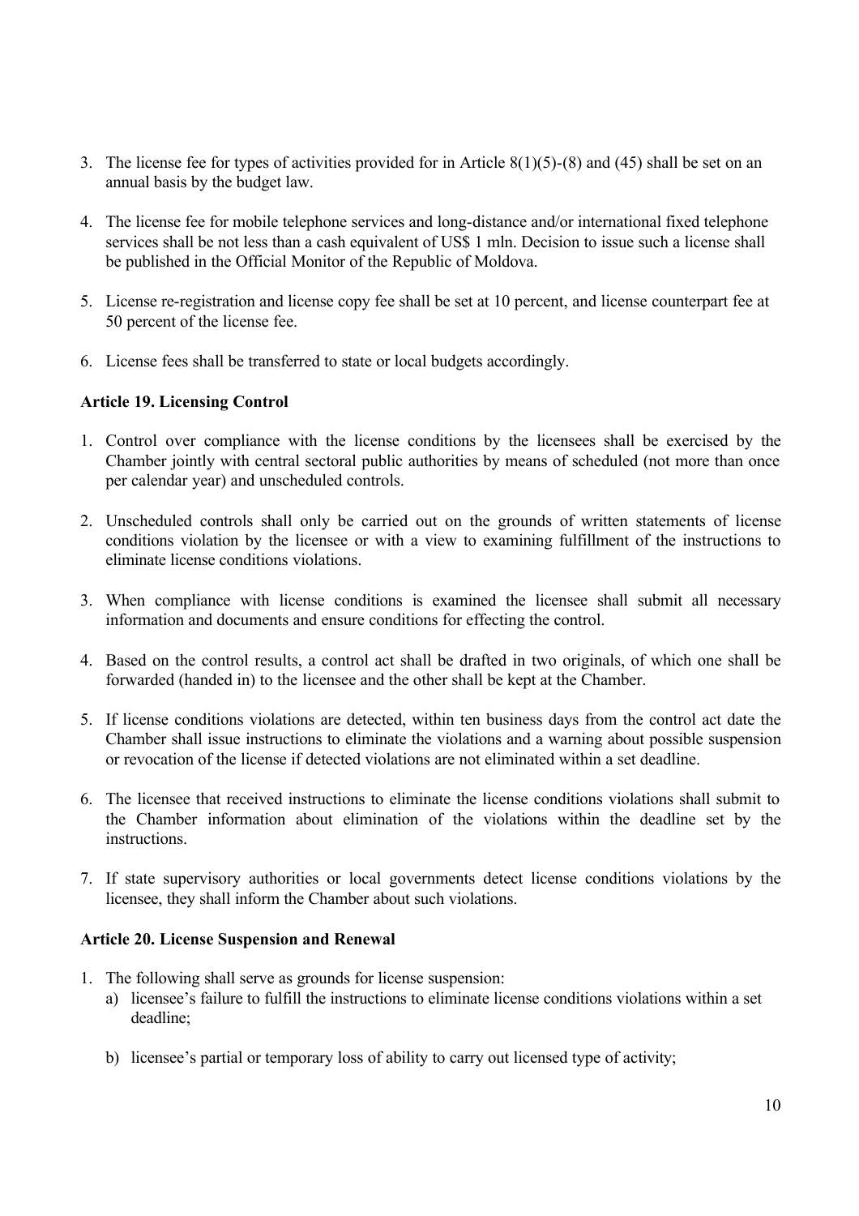3. The license fee for types of activities provided for in Article 8(1)(5)-(8) and (45) shall be set on an annual basis by the budget law.

4. The license fee for mobile telephone services and long-distance and/or international fixed telephone services shall be not less than a cash equivalent of US$ 1 mln. Decision to issue such a license shall be published in the Official Monitor of the Republic of Moldova.

5. License re-registration and license copy fee shall be set at 10 percent, and license counterpart fee at 50 percent of the license fee.

6. License fees shall be transferred to state or local budgets accordingly.

**Article 19. Licensing Control**

1. Control over compliance with the license conditions by the licensees shall be exercised by the Chamber jointly with central sectoral public authorities by means of scheduled (not more than once per calendar year) and unscheduled controls.

2. Unscheduled controls shall only be carried out on the grounds of written statements of license conditions violation by the licensee or with a view to examining fulfillment of the instructions to eliminate license conditions violations.

3. When compliance with license conditions is examined the licensee shall submit all necessary information and documents and ensure conditions for effecting the control.

4. Based on the control results, a control act shall be drafted in two originals, of which one shall be forwarded (handed in) to the licensee and the other shall be kept at the Chamber.

5. If license conditions violations are detected, within ten business days from the control act date the Chamber shall issue instructions to eliminate the violations and a warning about possible suspension or revocation of the license if detected violations are not eliminated within a set deadline.

6. The licensee that received instructions to eliminate the license conditions violations shall submit to the Chamber information about elimination of the violations within the deadline set by the instructions.

7. If state supervisory authorities or local governments detect license conditions violations by the licensee, they shall inform the Chamber about such violations.

**Article 20. License Suspension and Renewal**

1. The following shall serve as grounds for license suspension:
   a) licensee's failure to fulfill the instructions to eliminate license conditions violations within a set deadline;

   b) licensee's partial or temporary loss of ability to carry out licensed type of activity;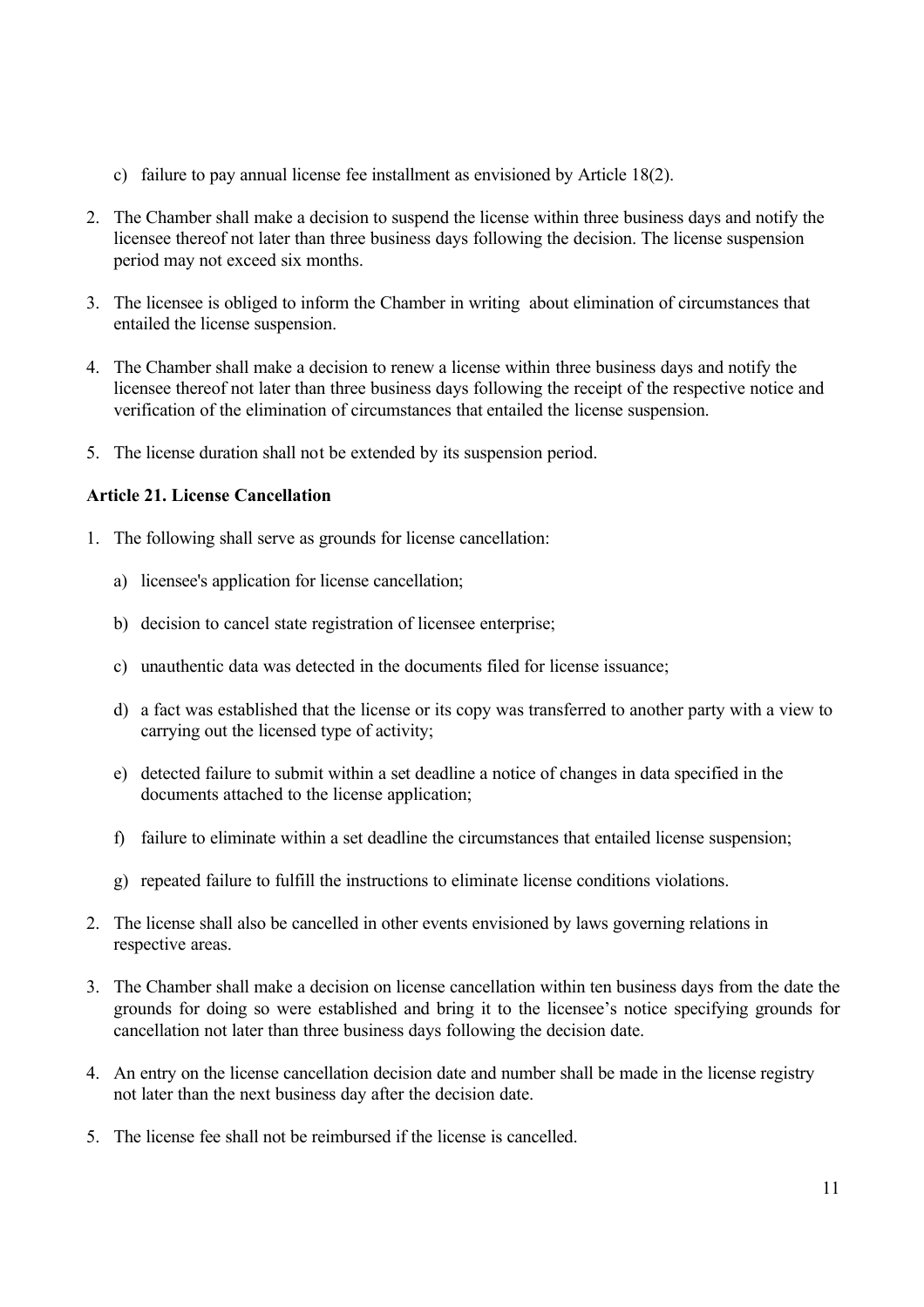c) failure to pay annual license fee installment as envisioned by Article 18(2).

2. The Chamber shall make a decision to suspend the license within three business days and notify the licensee thereof not later than three business days following the decision. The license suspension period may not exceed six months.

3. The licensee is obliged to inform the Chamber in writing about elimination of circumstances that entailed the license suspension.

4. The Chamber shall make a decision to renew a license within three business days and notify the licensee thereof not later than three business days following the receipt of the respective notice and verification of the elimination of circumstances that entailed the license suspension.

5. The license duration shall not be extended by its suspension period.

**Article 21. License Cancellation**

1. The following shall serve as grounds for license cancellation:

   a) licensee's application for license cancellation;

   b) decision to cancel state registration of licensee enterprise;

   c) unauthentic data was detected in the documents filed for license issuance;

   d) a fact was established that the license or its copy was transferred to another party with a view to carrying out the licensed type of activity;

   e) detected failure to submit within a set deadline a notice of changes in data specified in the documents attached to the license application;

   f) failure to eliminate within a set deadline the circumstances that entailed license suspension;

   g) repeated failure to fulfill the instructions to eliminate license conditions violations.

2. The license shall also be cancelled in other events envisioned by laws governing relations in respective areas.

3. The Chamber shall make a decision on license cancellation within ten business days from the date the grounds for doing so were established and bring it to the licensee's notice specifying grounds for cancellation not later than three business days following the decision date.

4. An entry on the license cancellation decision date and number shall be made in the license registry not later than the next business day after the decision date.

5. The license fee shall not be reimbursed if the license is cancelled.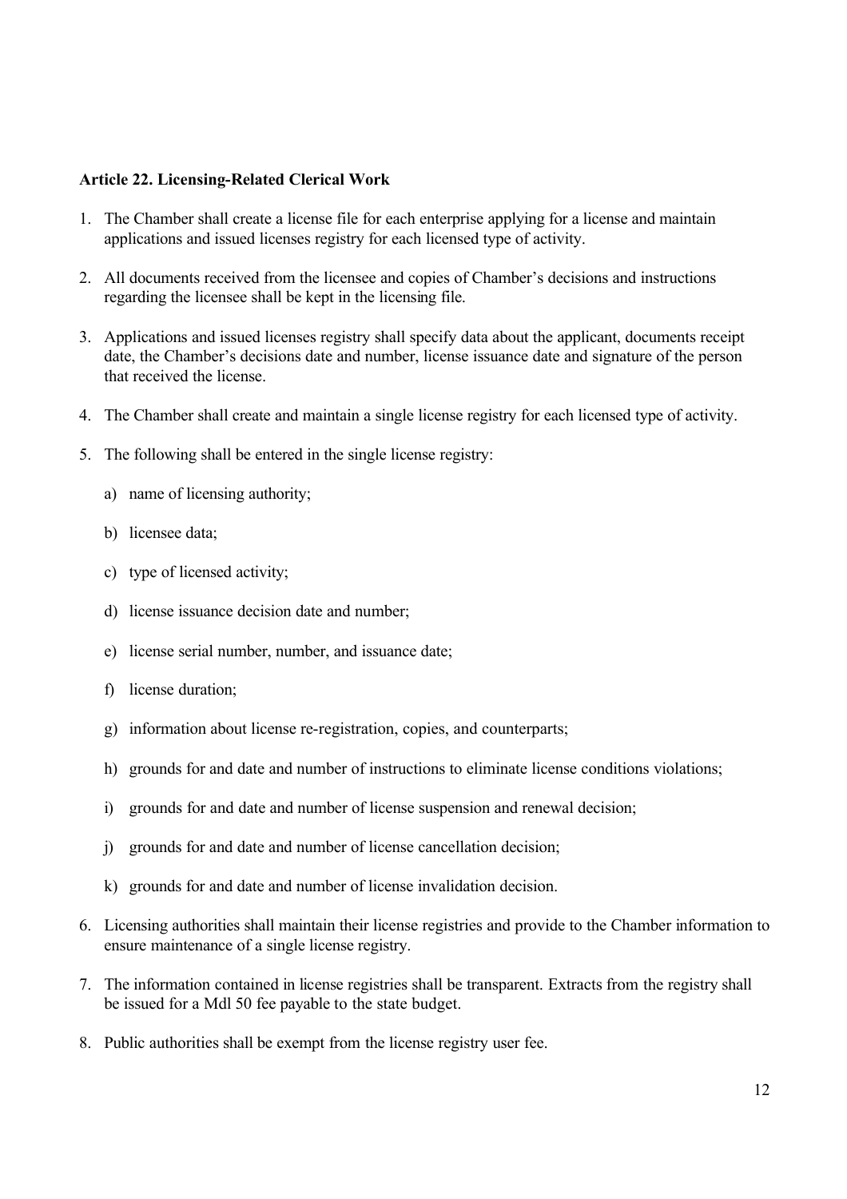**Article 22. Licensing-Related Clerical Work**

1. The Chamber shall create a license file for each enterprise applying for a license and maintain applications and issued licenses registry for each licensed type of activity.
2. All documents received from the licensee and copies of Chamber's decisions and instructions regarding the licensee shall be kept in the licensing file.
3. Applications and issued licenses registry shall specify data about the applicant, documents receipt date, the Chamber's decisions date and number, license issuance date and signature of the person that received the license.
4. The Chamber shall create and maintain a single license registry for each licensed type of activity.
5. The following shall be entered in the single license registry:
   a) name of licensing authority;
   b) licensee data;
   c) type of licensed activity;
   d) license issuance decision date and number;
   e) license serial number, number, and issuance date;
   f) license duration;
   g) information about license re-registration, copies, and counterparts;
   h) grounds for and date and number of instructions to eliminate license conditions violations;
   i) grounds for and date and number of license suspension and renewal decision;
   j) grounds for and date and number of license cancellation decision;
   k) grounds for and date and number of license invalidation decision.
6. Licensing authorities shall maintain their license registries and provide to the Chamber information to ensure maintenance of a single license registry.
7. The information contained in license registries shall be transparent. Extracts from the registry shall be issued for a Mdl 50 fee payable to the state budget.
8. Public authorities shall be exempt from the license registry user fee.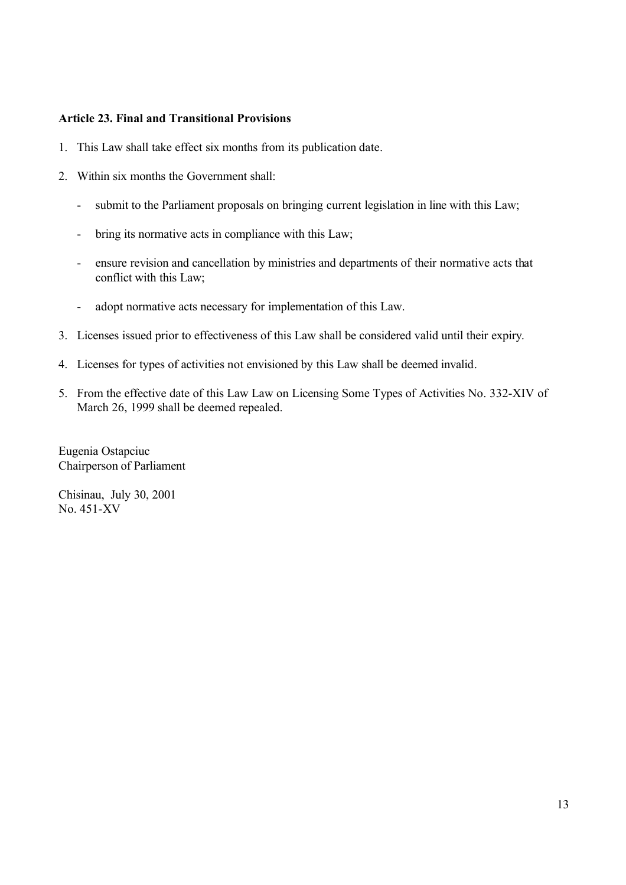**Article 23. Final and Transitional Provisions**

1. This Law shall take effect six months from its publication date.
2. Within six months the Government shall:
   - submit to the Parliament proposals on bringing current legislation in line with this Law;
   - bring its normative acts in compliance with this Law;
   - ensure revision and cancellation by ministries and departments of their normative acts that conflict with this Law;
   - adopt normative acts necessary for implementation of this Law.
3. Licenses issued prior to effectiveness of this Law shall be considered valid until their expiry.
4. Licenses for types of activities not envisioned by this Law shall be deemed invalid.
5. From the effective date of this Law Law on Licensing Some Types of Activities No. 332-XIV of March 26, 1999 shall be deemed repealed.

Eugenia Ostapciuc
Chairperson of Parliament

Chisinau, July 30, 2001
No. 451-XV